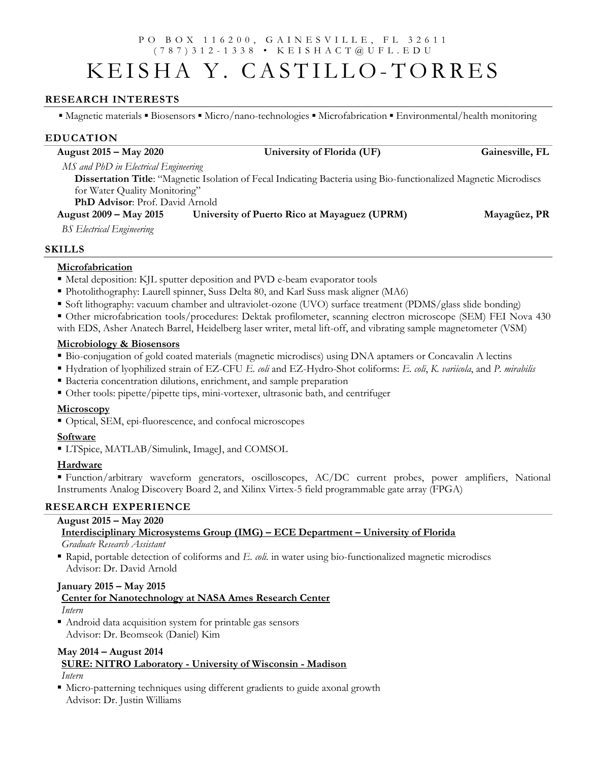P O B O X 1 1 6 2 0 0 , G A I N E S V I L L E , F L 3 2 6 1 1
( 7 8 7 ) 3 1 2 - 1 3 3 8 • K E I S H A C T @ U F L . E D U

# K E I S H A Y. C A S T I L L O - T O R R E S

## RESEARCH INTERESTS

▪ Magnetic materials ▪ Biosensors ▪ Micro/nano-technologies ▪ Microfabrication ▪ Environmental/health monitoring

## EDUCATION

**August 2015 – May 2020** **University of Florida (UF)** **Gainesville, FL**

*MS and PhD in Electrical Engineering*

**Dissertation Title**: "Magnetic Isolation of Fecal Indicating Bacteria using Bio-functionalized Magnetic Microdiscs for Water Quality Monitoring"

**PhD Advisor**: Prof. David Arnold

**August 2009 – May 2015** **University of Puerto Rico at Mayaguez (UPRM)** **Mayagüez, PR**

*BS Electrical Engineering*

## SKILLS

### Microfabrication

- Metal deposition: KJL sputter deposition and PVD e-beam evaporator tools
- Photolithography: Laurell spinner, Suss Delta 80, and Karl Suss mask aligner (MA6)
- Soft lithography: vacuum chamber and ultraviolet-ozone (UVO) surface treatment (PDMS/glass slide bonding)
- Other microfabrication tools/procedures: Dektak profilometer, scanning electron microscope (SEM) FEI Nova 430 with EDS, Asher Anatech Barrel, Heidelberg laser writer, metal lift-off, and vibrating sample magnetometer (VSM)

### Microbiology & Biosensors

- Bio-conjugation of gold coated materials (magnetic microdiscs) using DNA aptamers or Concavalin A lectins
- Hydration of lyophilized strain of EZ-CFU *E. coli* and EZ-Hydro-Shot coliforms: *E. coli*, *K. variicola*, and *P. mirabilis*
- Bacteria concentration dilutions, enrichment, and sample preparation
- Other tools: pipette/pipette tips, mini-vortexer, ultrasonic bath, and centrifuger

### Microscopy

- Optical, SEM, epi-fluorescence, and confocal microscopes

### Software

- LTSpice, MATLAB/Simulink, ImageJ, and COMSOL

### Hardware

- Function/arbitrary waveform generators, oscilloscopes, AC/DC current probes, power amplifiers, National Instruments Analog Discovery Board 2, and Xilinx Virtex-5 field programmable gate array (FPGA)

## RESEARCH EXPERIENCE

**August 2015 – May 2020**

**Interdisciplinary Microsystems Group (IMG) – ECE Department – University of Florida**

*Graduate Research Assistant*

- Rapid, portable detection of coliforms and *E. coli.* in water using bio-functionalized magnetic microdiscs
  Advisor: Dr. David Arnold

**January 2015 – May 2015**

**Center for Nanotechnology at NASA Ames Research Center**

*Intern*

- Android data acquisition system for printable gas sensors
  Advisor: Dr. Beomseok (Daniel) Kim

**May 2014 – August 2014**

**SURE: NITRO Laboratory - University of Wisconsin - Madison**

*Intern*

- Micro-patterning techniques using different gradients to guide axonal growth
  Advisor: Dr. Justin Williams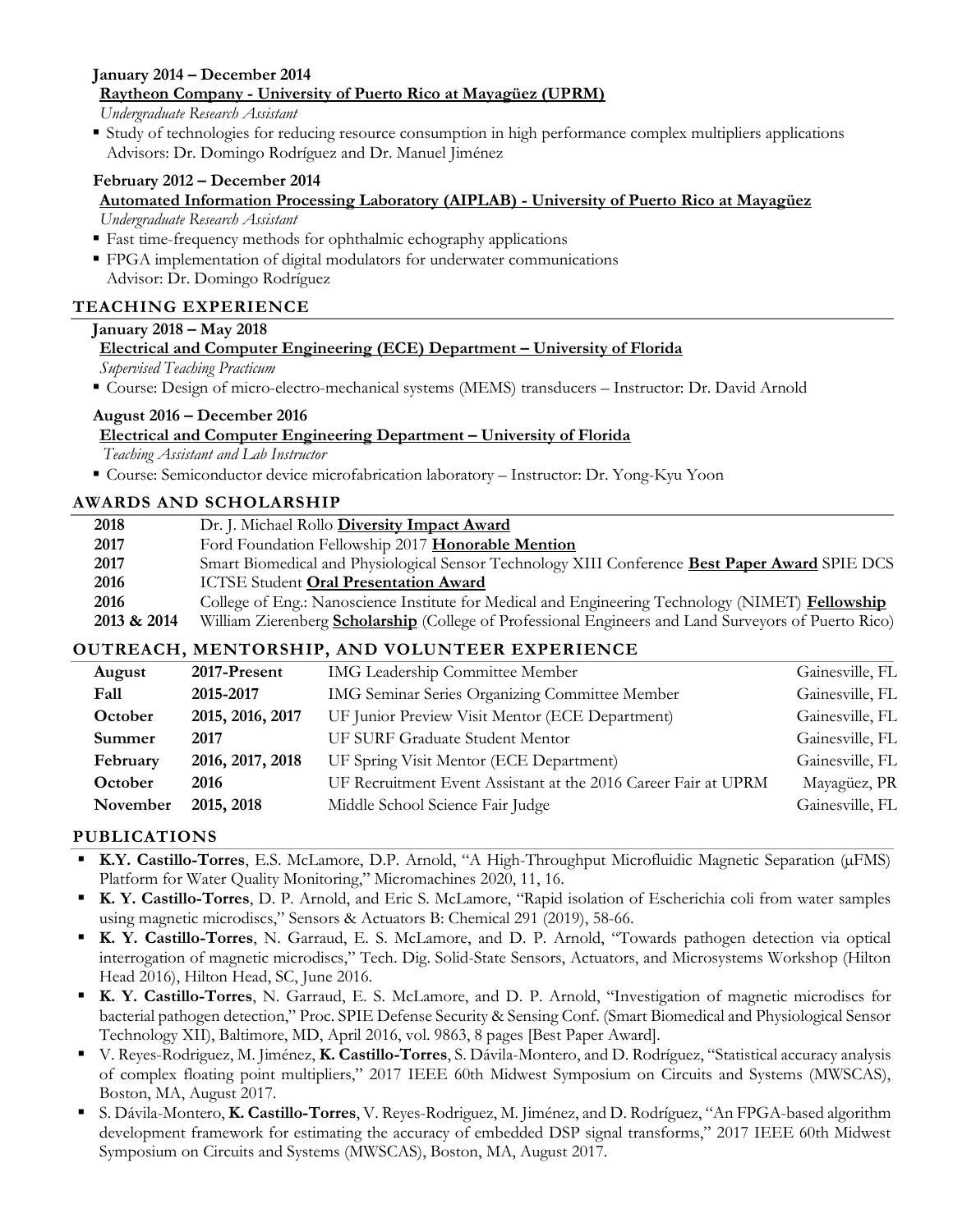**January 2014 – December 2014**

**Raytheon Company - University of Puerto Rico at Mayagüez (UPRM)**

*Undergraduate Research Assistant*

- Study of technologies for reducing resource consumption in high performance complex multipliers applications
  Advisors: Dr. Domingo Rodríguez and Dr. Manuel Jiménez

**February 2012 – December 2014**

**Automated Information Processing Laboratory (AIPLAB) - University of Puerto Rico at Mayagüez**

*Undergraduate Research Assistant*

- Fast time-frequency methods for ophthalmic echography applications
- FPGA implementation of digital modulators for underwater communications
  Advisor: Dr. Domingo Rodríguez

## TEACHING EXPERIENCE

**January 2018 – May 2018**

**Electrical and Computer Engineering (ECE) Department – University of Florida**

*Supervised Teaching Practicum*

- Course: Design of micro-electro-mechanical systems (MEMS) transducers – Instructor: Dr. David Arnold

**August 2016 – December 2016**

**Electrical and Computer Engineering Department – University of Florida**

*Teaching Assistant and Lab Instructor*

- Course: Semiconductor device microfabrication laboratory – Instructor: Dr. Yong-Kyu Yoon

## AWARDS AND SCHOLARSHIP

| | |
|---|---|
| **2018** | Dr. J. Michael Rollo **Diversity Impact Award** |
| **2017** | Ford Foundation Fellowship 2017 **Honorable Mention** |
| **2017** | Smart Biomedical and Physiological Sensor Technology XIII Conference **Best Paper Award** SPIE DCS |
| **2016** | ICTSE Student **Oral Presentation Award** |
| **2016** | College of Eng.: Nanoscience Institute for Medical and Engineering Technology (NIMET) **Fellowship** |
| **2013 & 2014** | William Zierenberg **Scholarship** (College of Professional Engineers and Land Surveyors of Puerto Rico) |

## OUTREACH, MENTORSHIP, AND VOLUNTEER EXPERIENCE

| | | | |
|---|---|---|---|
| **August** | **2017-Present** | IMG Leadership Committee Member | Gainesville, FL |
| **Fall** | **2015-2017** | IMG Seminar Series Organizing Committee Member | Gainesville, FL |
| **October** | **2015, 2016, 2017** | UF Junior Preview Visit Mentor (ECE Department) | Gainesville, FL |
| **Summer** | **2017** | UF SURF Graduate Student Mentor | Gainesville, FL |
| **February** | **2016, 2017, 2018** | UF Spring Visit Mentor (ECE Department) | Gainesville, FL |
| **October** | **2016** | UF Recruitment Event Assistant at the 2016 Career Fair at UPRM | Mayagüez, PR |
| **November** | **2015, 2018** | Middle School Science Fair Judge | Gainesville, FL |

## PUBLICATIONS

- **K.Y. Castillo-Torres**, E.S. McLamore, D.P. Arnold, "A High-Throughput Microfluidic Magnetic Separation (μFMS) Platform for Water Quality Monitoring," Micromachines 2020, 11, 16.
- **K. Y. Castillo-Torres**, D. P. Arnold, and Eric S. McLamore, "Rapid isolation of Escherichia coli from water samples using magnetic microdiscs," Sensors & Actuators B: Chemical 291 (2019), 58-66.
- **K. Y. Castillo-Torres**, N. Garraud, E. S. McLamore, and D. P. Arnold, "Towards pathogen detection via optical interrogation of magnetic microdiscs," Tech. Dig. Solid-State Sensors, Actuators, and Microsystems Workshop (Hilton Head 2016), Hilton Head, SC, June 2016.
- **K. Y. Castillo-Torres**, N. Garraud, E. S. McLamore, and D. P. Arnold, "Investigation of magnetic microdiscs for bacterial pathogen detection," Proc. SPIE Defense Security & Sensing Conf. (Smart Biomedical and Physiological Sensor Technology XII), Baltimore, MD, April 2016, vol. 9863, 8 pages [Best Paper Award].
- V. Reyes-Rodriguez, M. Jiménez, **K. Castillo-Torres**, S. Dávila-Montero, and D. Rodríguez, "Statistical accuracy analysis of complex floating point multipliers," 2017 IEEE 60th Midwest Symposium on Circuits and Systems (MWSCAS), Boston, MA, August 2017.
- S. Dávila-Montero, **K. Castillo-Torres**, V. Reyes-Rodriguez, M. Jiménez, and D. Rodríguez, "An FPGA-based algorithm development framework for estimating the accuracy of embedded DSP signal transforms," 2017 IEEE 60th Midwest Symposium on Circuits and Systems (MWSCAS), Boston, MA, August 2017.